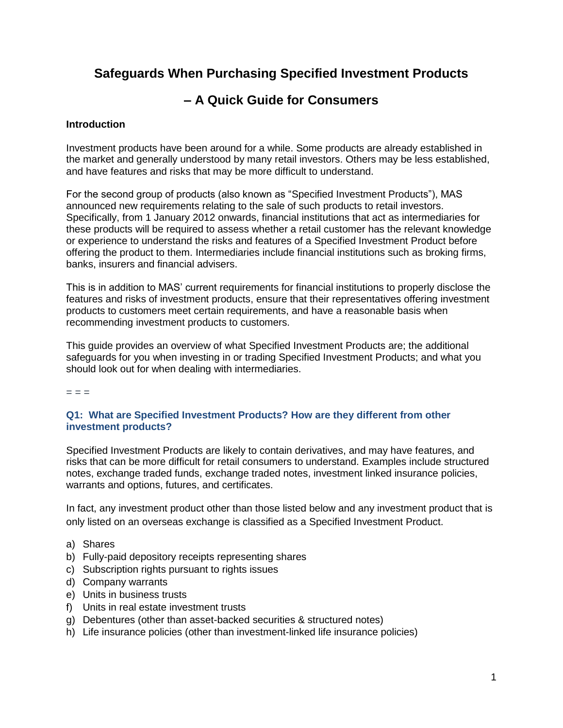# Safeguards When Purchasing Specified Investment Products

# – A Quick Guide for Consumers

**Introduction**

Investment products have been around for a while. Some products are already established in the market and generally understood by many retail investors. Others may be less established, and have features and risks that may be more difficult to understand.

For the second group of products (also known as "Specified Investment Products"), MAS announced new requirements relating to the sale of such products to retail investors. Specifically, from 1 January 2012 onwards, financial institutions that act as intermediaries for these products will be required to assess whether a retail customer has the relevant knowledge or experience to understand the risks and features of a Specified Investment Product before offering the product to them. Intermediaries include financial institutions such as broking firms, banks, insurers and financial advisers.

This is in addition to MAS' current requirements for financial institutions to properly disclose the features and risks of investment products, ensure that their representatives offering investment products to customers meet certain requirements, and have a reasonable basis when recommending investment products to customers.

This guide provides an overview of what Specified Investment Products are; the additional safeguards for you when investing in or trading Specified Investment Products; and what you should look out for when dealing with intermediaries.

= = =

### Q1: What are Specified Investment Products? How are they different from other investment products?

Specified Investment Products are likely to contain derivatives, and may have features, and risks that can be more difficult for retail consumers to understand. Examples include structured notes, exchange traded funds, exchange traded notes, investment linked insurance policies, warrants and options, futures, and certificates.

In fact, any investment product other than those listed below and any investment product that is only listed on an overseas exchange is classified as a Specified Investment Product.

a) Shares
b) Fully-paid depository receipts representing shares
c) Subscription rights pursuant to rights issues
d) Company warrants
e) Units in business trusts
f) Units in real estate investment trusts
g) Debentures (other than asset-backed securities & structured notes)
h) Life insurance policies (other than investment-linked life insurance policies)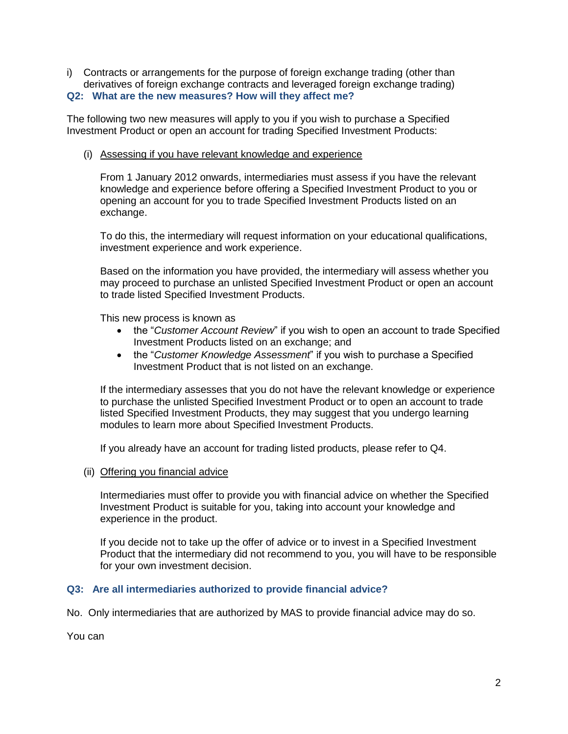i) Contracts or arrangements for the purpose of foreign exchange trading (other than derivatives of foreign exchange contracts and leveraged foreign exchange trading)

### Q2: What are the new measures? How will they affect me?

The following two new measures will apply to you if you wish to purchase a Specified Investment Product or open an account for trading Specified Investment Products:

(i) Assessing if you have relevant knowledge and experience

From 1 January 2012 onwards, intermediaries must assess if you have the relevant knowledge and experience before offering a Specified Investment Product to you or opening an account for you to trade Specified Investment Products listed on an exchange.

To do this, the intermediary will request information on your educational qualifications, investment experience and work experience.

Based on the information you have provided, the intermediary will assess whether you may proceed to purchase an unlisted Specified Investment Product or open an account to trade listed Specified Investment Products.

This new process is known as

- the "*Customer Account Review*" if you wish to open an account to trade Specified Investment Products listed on an exchange; and
- the "*Customer Knowledge Assessment*" if you wish to purchase a Specified Investment Product that is not listed on an exchange.

If the intermediary assesses that you do not have the relevant knowledge or experience to purchase the unlisted Specified Investment Product or to open an account to trade listed Specified Investment Products, they may suggest that you undergo learning modules to learn more about Specified Investment Products.

If you already have an account for trading listed products, please refer to Q4.

(ii) Offering you financial advice

Intermediaries must offer to provide you with financial advice on whether the Specified Investment Product is suitable for you, taking into account your knowledge and experience in the product.

If you decide not to take up the offer of advice or to invest in a Specified Investment Product that the intermediary did not recommend to you, you will have to be responsible for your own investment decision.

### Q3: Are all intermediaries authorized to provide financial advice?

No. Only intermediaries that are authorized by MAS to provide financial advice may do so.

You can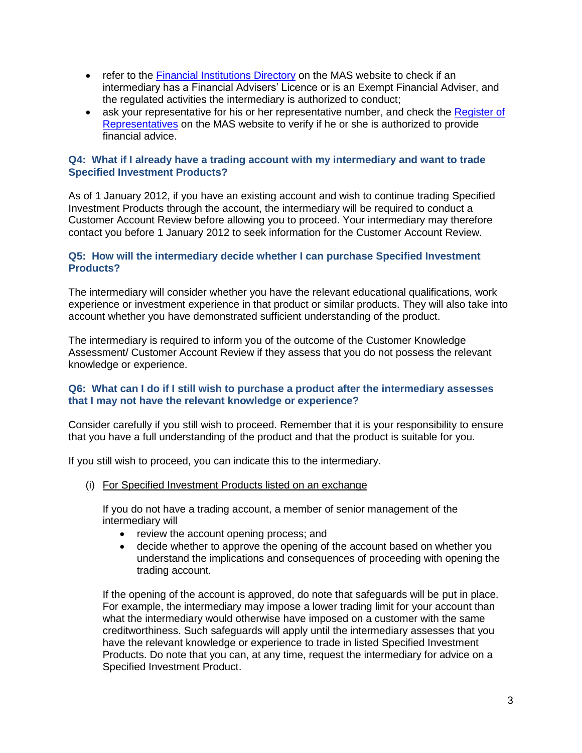- refer to the [Financial Institutions Directory]() on the MAS website to check if an intermediary has a Financial Advisers' Licence or is an Exempt Financial Adviser, and the regulated activities the intermediary is authorized to conduct;
- ask your representative for his or her representative number, and check the [Register of Representatives]() on the MAS website to verify if he or she is authorized to provide financial advice.

### Q4: What if I already have a trading account with my intermediary and want to trade Specified Investment Products?

As of 1 January 2012, if you have an existing account and wish to continue trading Specified Investment Products through the account, the intermediary will be required to conduct a Customer Account Review before allowing you to proceed. Your intermediary may therefore contact you before 1 January 2012 to seek information for the Customer Account Review.

### Q5: How will the intermediary decide whether I can purchase Specified Investment Products?

The intermediary will consider whether you have the relevant educational qualifications, work experience or investment experience in that product or similar products. They will also take into account whether you have demonstrated sufficient understanding of the product.

The intermediary is required to inform you of the outcome of the Customer Knowledge Assessment/ Customer Account Review if they assess that you do not possess the relevant knowledge or experience.

### Q6: What can I do if I still wish to purchase a product after the intermediary assesses that I may not have the relevant knowledge or experience?

Consider carefully if you still wish to proceed. Remember that it is your responsibility to ensure that you have a full understanding of the product and that the product is suitable for you.

If you still wish to proceed, you can indicate this to the intermediary.

(i) <u>For Specified Investment Products listed on an exchange</u>

If you do not have a trading account, a member of senior management of the intermediary will

- review the account opening process; and
- decide whether to approve the opening of the account based on whether you understand the implications and consequences of proceeding with opening the trading account.

If the opening of the account is approved, do note that safeguards will be put in place. For example, the intermediary may impose a lower trading limit for your account than what the intermediary would otherwise have imposed on a customer with the same creditworthiness. Such safeguards will apply until the intermediary assesses that you have the relevant knowledge or experience to trade in listed Specified Investment Products. Do note that you can, at any time, request the intermediary for advice on a Specified Investment Product.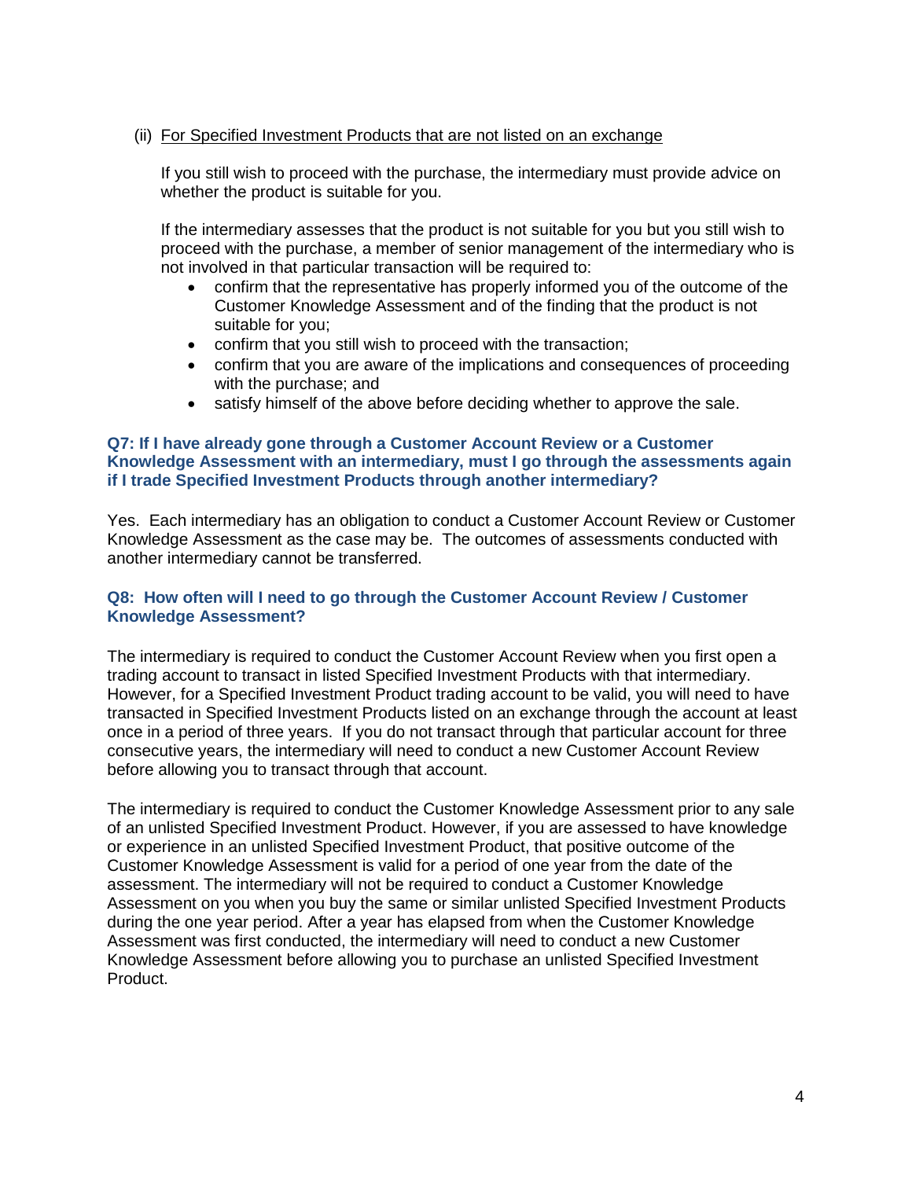(ii) <u>For Specified Investment Products that are not listed on an exchange</u>

If you still wish to proceed with the purchase, the intermediary must provide advice on whether the product is suitable for you.

If the intermediary assesses that the product is not suitable for you but you still wish to proceed with the purchase, a member of senior management of the intermediary who is not involved in that particular transaction will be required to:

- confirm that the representative has properly informed you of the outcome of the Customer Knowledge Assessment and of the finding that the product is not suitable for you;
- confirm that you still wish to proceed with the transaction;
- confirm that you are aware of the implications and consequences of proceeding with the purchase; and
- satisfy himself of the above before deciding whether to approve the sale.

### Q7: If I have already gone through a Customer Account Review or a Customer Knowledge Assessment with an intermediary, must I go through the assessments again if I trade Specified Investment Products through another intermediary?

Yes. Each intermediary has an obligation to conduct a Customer Account Review or Customer Knowledge Assessment as the case may be. The outcomes of assessments conducted with another intermediary cannot be transferred.

### Q8: How often will I need to go through the Customer Account Review / Customer Knowledge Assessment?

The intermediary is required to conduct the Customer Account Review when you first open a trading account to transact in listed Specified Investment Products with that intermediary. However, for a Specified Investment Product trading account to be valid, you will need to have transacted in Specified Investment Products listed on an exchange through the account at least once in a period of three years. If you do not transact through that particular account for three consecutive years, the intermediary will need to conduct a new Customer Account Review before allowing you to transact through that account.

The intermediary is required to conduct the Customer Knowledge Assessment prior to any sale of an unlisted Specified Investment Product. However, if you are assessed to have knowledge or experience in an unlisted Specified Investment Product, that positive outcome of the Customer Knowledge Assessment is valid for a period of one year from the date of the assessment. The intermediary will not be required to conduct a Customer Knowledge Assessment on you when you buy the same or similar unlisted Specified Investment Products during the one year period. After a year has elapsed from when the Customer Knowledge Assessment was first conducted, the intermediary will need to conduct a new Customer Knowledge Assessment before allowing you to purchase an unlisted Specified Investment Product.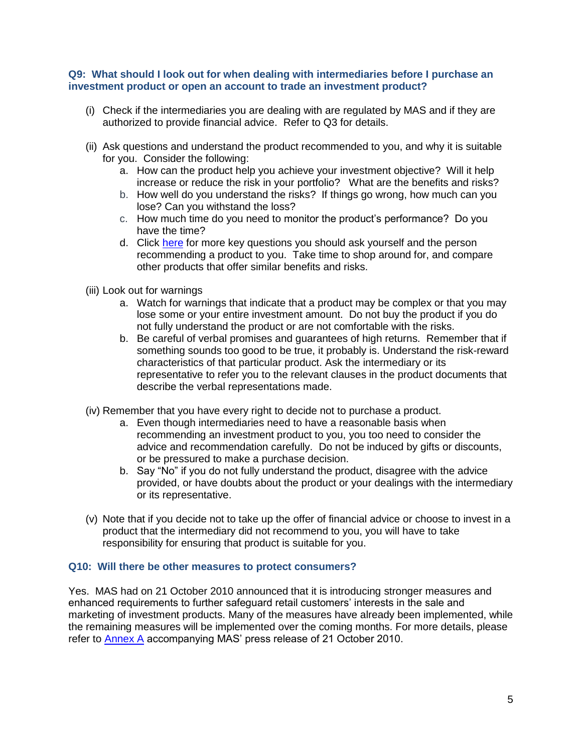### Q9: What should I look out for when dealing with intermediaries before I purchase an investment product or open an account to trade an investment product?

(i) Check if the intermediaries you are dealing with are regulated by MAS and if they are authorized to provide financial advice. Refer to Q3 for details.

(ii) Ask questions and understand the product recommended to you, and why it is suitable for you. Consider the following:

   a. How can the product help you achieve your investment objective? Will it help increase or reduce the risk in your portfolio? What are the benefits and risks?
   b. How well do you understand the risks? If things go wrong, how much can you lose? Can you withstand the loss?
   c. How much time do you need to monitor the product's performance? Do you have the time?
   d. Click [here]() for more key questions you should ask yourself and the person recommending a product to you. Take time to shop around for, and compare other products that offer similar benefits and risks.

(iii) Look out for warnings

   a. Watch for warnings that indicate that a product may be complex or that you may lose some or your entire investment amount. Do not buy the product if you do not fully understand the product or are not comfortable with the risks.
   b. Be careful of verbal promises and guarantees of high returns. Remember that if something sounds too good to be true, it probably is. Understand the risk-reward characteristics of that particular product. Ask the intermediary or its representative to refer you to the relevant clauses in the product documents that describe the verbal representations made.

(iv) Remember that you have every right to decide not to purchase a product.

   a. Even though intermediaries need to have a reasonable basis when recommending an investment product to you, you too need to consider the advice and recommendation carefully. Do not be induced by gifts or discounts, or be pressured to make a purchase decision.
   b. Say "No" if you do not fully understand the product, disagree with the advice provided, or have doubts about the product or your dealings with the intermediary or its representative.

(v) Note that if you decide not to take up the offer of financial advice or choose to invest in a product that the intermediary did not recommend to you, you will have to take responsibility for ensuring that product is suitable for you.

### Q10: Will there be other measures to protect consumers?

Yes. MAS had on 21 October 2010 announced that it is introducing stronger measures and enhanced requirements to further safeguard retail customers' interests in the sale and marketing of investment products. Many of the measures have already been implemented, while the remaining measures will be implemented over the coming months. For more details, please refer to [Annex A]() accompanying MAS' press release of 21 October 2010.